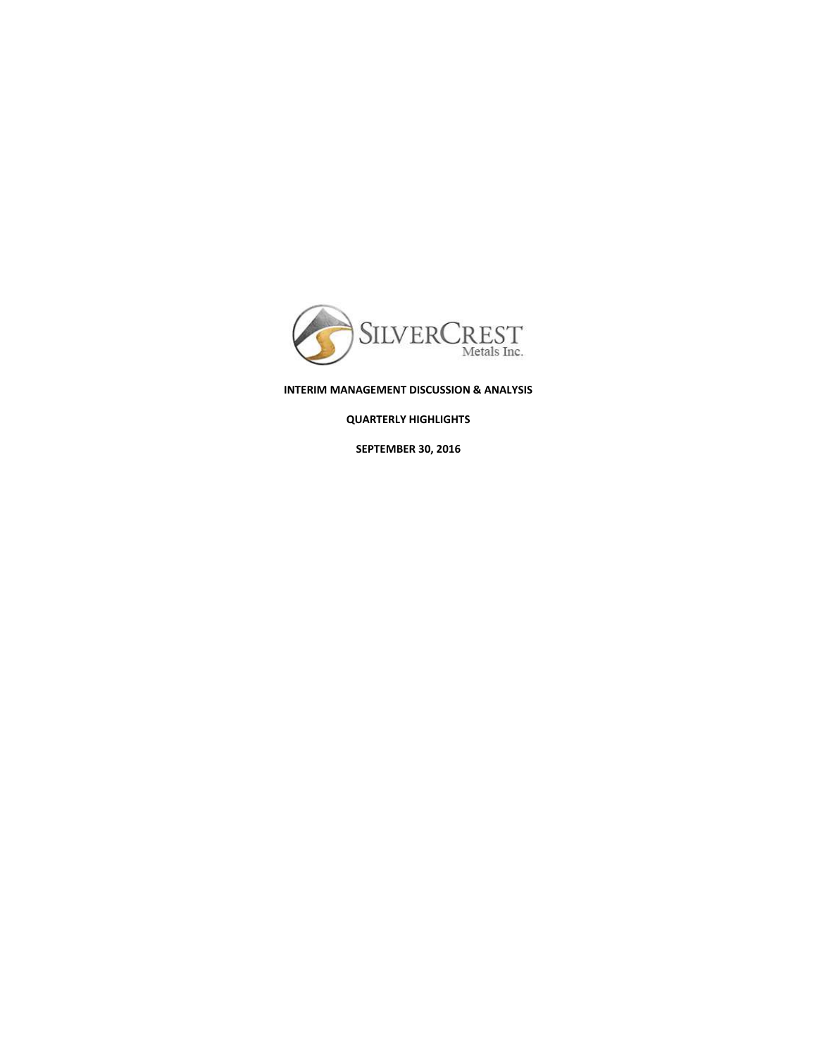SILVERCREST Metals Inc.

**INTERIM MANAGEMENT DISCUSSION & ANALYSIS**

**QUARTERLY HIGHLIGHTS**

**SEPTEMBER 30, 2016**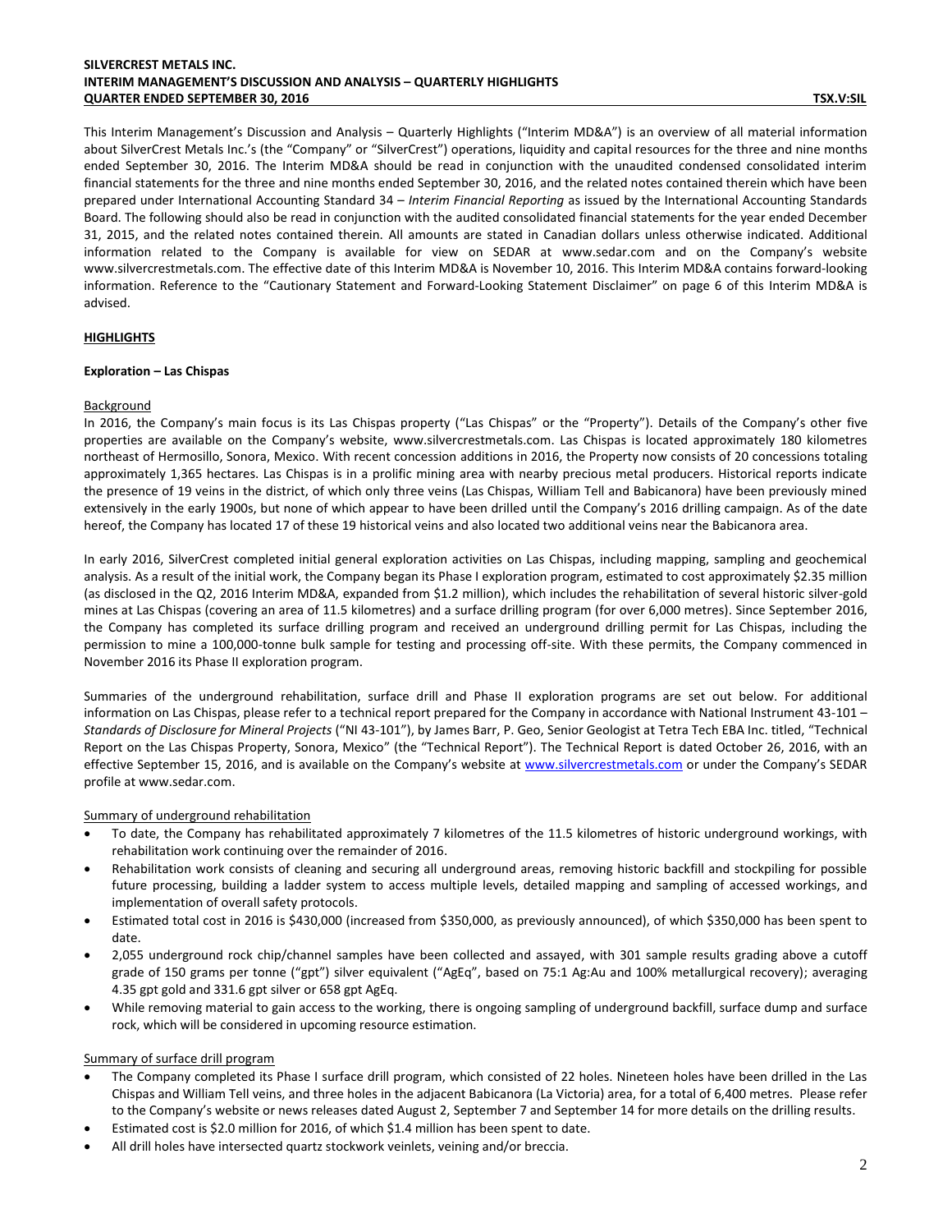This Interim Management's Discussion and Analysis – Quarterly Highlights ("Interim MD&A") is an overview of all material information about SilverCrest Metals Inc.'s (the "Company" or "SilverCrest") operations, liquidity and capital resources for the three and nine months ended September 30, 2016. The Interim MD&A should be read in conjunction with the unaudited condensed consolidated interim financial statements for the three and nine months ended September 30, 2016, and the related notes contained therein which have been prepared under International Accounting Standard 34 – *Interim Financial Reporting* as issued by the International Accounting Standards Board. The following should also be read in conjunction with the audited consolidated financial statements for the year ended December 31, 2015, and the related notes contained therein. All amounts are stated in Canadian dollars unless otherwise indicated. Additional information related to the Company is available for view on SEDAR at www.sedar.com and on the Company's website www.silvercrestmetals.com. The effective date of this Interim MD&A is November 10, 2016. This Interim MD&A contains forward-looking information. Reference to the "Cautionary Statement and Forward-Looking Statement Disclaimer" on page 6 of this Interim MD&A is advised.

## HIGHLIGHTS

### Exploration – Las Chispas

#### Background

In 2016, the Company's main focus is its Las Chispas property ("Las Chispas" or the "Property"). Details of the Company's other five properties are available on the Company's website, www.silvercrestmetals.com. Las Chispas is located approximately 180 kilometres northeast of Hermosillo, Sonora, Mexico. With recent concession additions in 2016, the Property now consists of 20 concessions totaling approximately 1,365 hectares. Las Chispas is in a prolific mining area with nearby precious metal producers. Historical reports indicate the presence of 19 veins in the district, of which only three veins (Las Chispas, William Tell and Babicanora) have been previously mined extensively in the early 1900s, but none of which appear to have been drilled until the Company's 2016 drilling campaign. As of the date hereof, the Company has located 17 of these 19 historical veins and also located two additional veins near the Babicanora area.

In early 2016, SilverCrest completed initial general exploration activities on Las Chispas, including mapping, sampling and geochemical analysis. As a result of the initial work, the Company began its Phase I exploration program, estimated to cost approximately $2.35 million (as disclosed in the Q2, 2016 Interim MD&A, expanded from $1.2 million), which includes the rehabilitation of several historic silver-gold mines at Las Chispas (covering an area of 11.5 kilometres) and a surface drilling program (for over 6,000 metres). Since September 2016, the Company has completed its surface drilling program and received an underground drilling permit for Las Chispas, including the permission to mine a 100,000-tonne bulk sample for testing and processing off-site. With these permits, the Company commenced in November 2016 its Phase II exploration program.

Summaries of the underground rehabilitation, surface drill and Phase II exploration programs are set out below. For additional information on Las Chispas, please refer to a technical report prepared for the Company in accordance with National Instrument 43-101 – *Standards of Disclosure for Mineral Projects* ("NI 43-101"), by James Barr, P. Geo, Senior Geologist at Tetra Tech EBA Inc. titled, "Technical Report on the Las Chispas Property, Sonora, Mexico" (the "Technical Report"). The Technical Report is dated October 26, 2016, with an effective September 15, 2016, and is available on the Company's website at www.silvercrestmetals.com or under the Company's SEDAR profile at www.sedar.com.

#### Summary of underground rehabilitation

- To date, the Company has rehabilitated approximately 7 kilometres of the 11.5 kilometres of historic underground workings, with rehabilitation work continuing over the remainder of 2016.
- Rehabilitation work consists of cleaning and securing all underground areas, removing historic backfill and stockpiling for possible future processing, building a ladder system to access multiple levels, detailed mapping and sampling of accessed workings, and implementation of overall safety protocols.
- Estimated total cost in 2016 is $430,000 (increased from $350,000, as previously announced), of which $350,000 has been spent to date.
- 2,055 underground rock chip/channel samples have been collected and assayed, with 301 sample results grading above a cutoff grade of 150 grams per tonne ("gpt") silver equivalent ("AgEq", based on 75:1 Ag:Au and 100% metallurgical recovery); averaging 4.35 gpt gold and 331.6 gpt silver or 658 gpt AgEq.
- While removing material to gain access to the working, there is ongoing sampling of underground backfill, surface dump and surface rock, which will be considered in upcoming resource estimation.

#### Summary of surface drill program

- The Company completed its Phase I surface drill program, which consisted of 22 holes. Nineteen holes have been drilled in the Las Chispas and William Tell veins, and three holes in the adjacent Babicanora (La Victoria) area, for a total of 6,400 metres. Please refer to the Company's website or news releases dated August 2, September 7 and September 14 for more details on the drilling results.
- Estimated cost is $2.0 million for 2016, of which $1.4 million has been spent to date.
- All drill holes have intersected quartz stockwork veinlets, veining and/or breccia.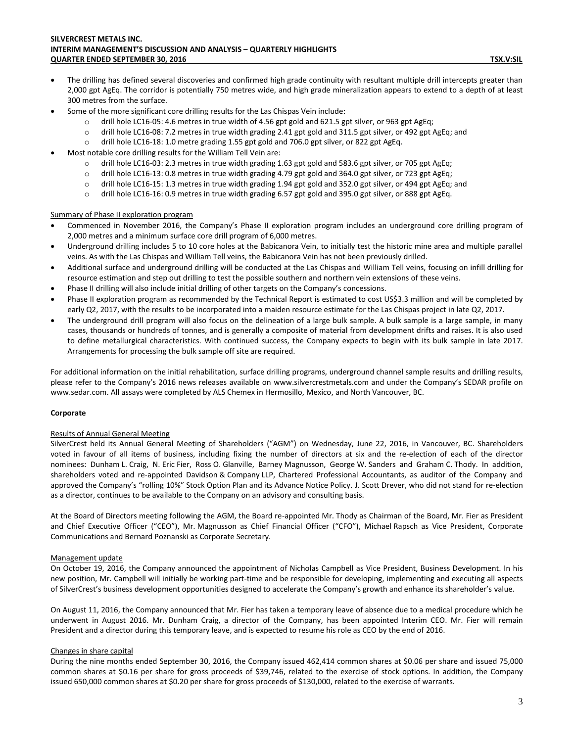- The drilling has defined several discoveries and confirmed high grade continuity with resultant multiple drill intercepts greater than 2,000 gpt AgEq. The corridor is potentially 750 metres wide, and high grade mineralization appears to extend to a depth of at least 300 metres from the surface.
- Some of the more significant core drilling results for the Las Chispas Vein include:
  - drill hole LC16-05: 4.6 metres in true width of 4.56 gpt gold and 621.5 gpt silver, or 963 gpt AgEq;
  - drill hole LC16-08: 7.2 metres in true width grading 2.41 gpt gold and 311.5 gpt silver, or 492 gpt AgEq; and
  - drill hole LC16-18: 1.0 metre grading 1.55 gpt gold and 706.0 gpt silver, or 822 gpt AgEq.
- Most notable core drilling results for the William Tell Vein are:
  - drill hole LC16-03: 2.3 metres in true width grading 1.63 gpt gold and 583.6 gpt silver, or 705 gpt AgEq;
  - drill hole LC16-13: 0.8 metres in true width grading 4.79 gpt gold and 364.0 gpt silver, or 723 gpt AgEq;
  - drill hole LC16-15: 1.3 metres in true width grading 1.94 gpt gold and 352.0 gpt silver, or 494 gpt AgEq; and
  - drill hole LC16-16: 0.9 metres in true width grading 6.57 gpt gold and 395.0 gpt silver, or 888 gpt AgEq.

Summary of Phase II exploration program

- Commenced in November 2016, the Company's Phase II exploration program includes an underground core drilling program of 2,000 metres and a minimum surface core drill program of 6,000 metres.
- Underground drilling includes 5 to 10 core holes at the Babicanora Vein, to initially test the historic mine area and multiple parallel veins. As with the Las Chispas and William Tell veins, the Babicanora Vein has not been previously drilled.
- Additional surface and underground drilling will be conducted at the Las Chispas and William Tell veins, focusing on infill drilling for resource estimation and step out drilling to test the possible southern and northern vein extensions of these veins.
- Phase II drilling will also include initial drilling of other targets on the Company's concessions.
- Phase II exploration program as recommended by the Technical Report is estimated to cost US$3.3 million and will be completed by early Q2, 2017, with the results to be incorporated into a maiden resource estimate for the Las Chispas project in late Q2, 2017.
- The underground drill program will also focus on the delineation of a large bulk sample. A bulk sample is a large sample, in many cases, thousands or hundreds of tonnes, and is generally a composite of material from development drifts and raises. It is also used to define metallurgical characteristics. With continued success, the Company expects to begin with its bulk sample in late 2017. Arrangements for processing the bulk sample off site are required.

For additional information on the initial rehabilitation, surface drilling programs, underground channel sample results and drilling results, please refer to the Company's 2016 news releases available on www.silvercrestmetals.com and under the Company's SEDAR profile on www.sedar.com. All assays were completed by ALS Chemex in Hermosillo, Mexico, and North Vancouver, BC.

**Corporate**

Results of Annual General Meeting

SilverCrest held its Annual General Meeting of Shareholders ("AGM") on Wednesday, June 22, 2016, in Vancouver, BC. Shareholders voted in favour of all items of business, including fixing the number of directors at six and the re-election of each of the director nominees: Dunham L. Craig, N. Eric Fier, Ross O. Glanville, Barney Magnusson, George W. Sanders and Graham C. Thody. In addition, shareholders voted and re-appointed Davidson & Company LLP, Chartered Professional Accountants, as auditor of the Company and approved the Company's "rolling 10%" Stock Option Plan and its Advance Notice Policy. J. Scott Drever, who did not stand for re-election as a director, continues to be available to the Company on an advisory and consulting basis.

At the Board of Directors meeting following the AGM, the Board re-appointed Mr. Thody as Chairman of the Board, Mr. Fier as President and Chief Executive Officer ("CEO"), Mr. Magnusson as Chief Financial Officer ("CFO"), Michael Rapsch as Vice President, Corporate Communications and Bernard Poznanski as Corporate Secretary.

Management update

On October 19, 2016, the Company announced the appointment of Nicholas Campbell as Vice President, Business Development. In his new position, Mr. Campbell will initially be working part-time and be responsible for developing, implementing and executing all aspects of SilverCrest's business development opportunities designed to accelerate the Company's growth and enhance its shareholder's value.

On August 11, 2016, the Company announced that Mr. Fier has taken a temporary leave of absence due to a medical procedure which he underwent in August 2016. Mr. Dunham Craig, a director of the Company, has been appointed Interim CEO. Mr. Fier will remain President and a director during this temporary leave, and is expected to resume his role as CEO by the end of 2016.

Changes in share capital

During the nine months ended September 30, 2016, the Company issued 462,414 common shares at $0.06 per share and issued 75,000 common shares at $0.16 per share for gross proceeds of $39,746, related to the exercise of stock options. In addition, the Company issued 650,000 common shares at $0.20 per share for gross proceeds of $130,000, related to the exercise of warrants.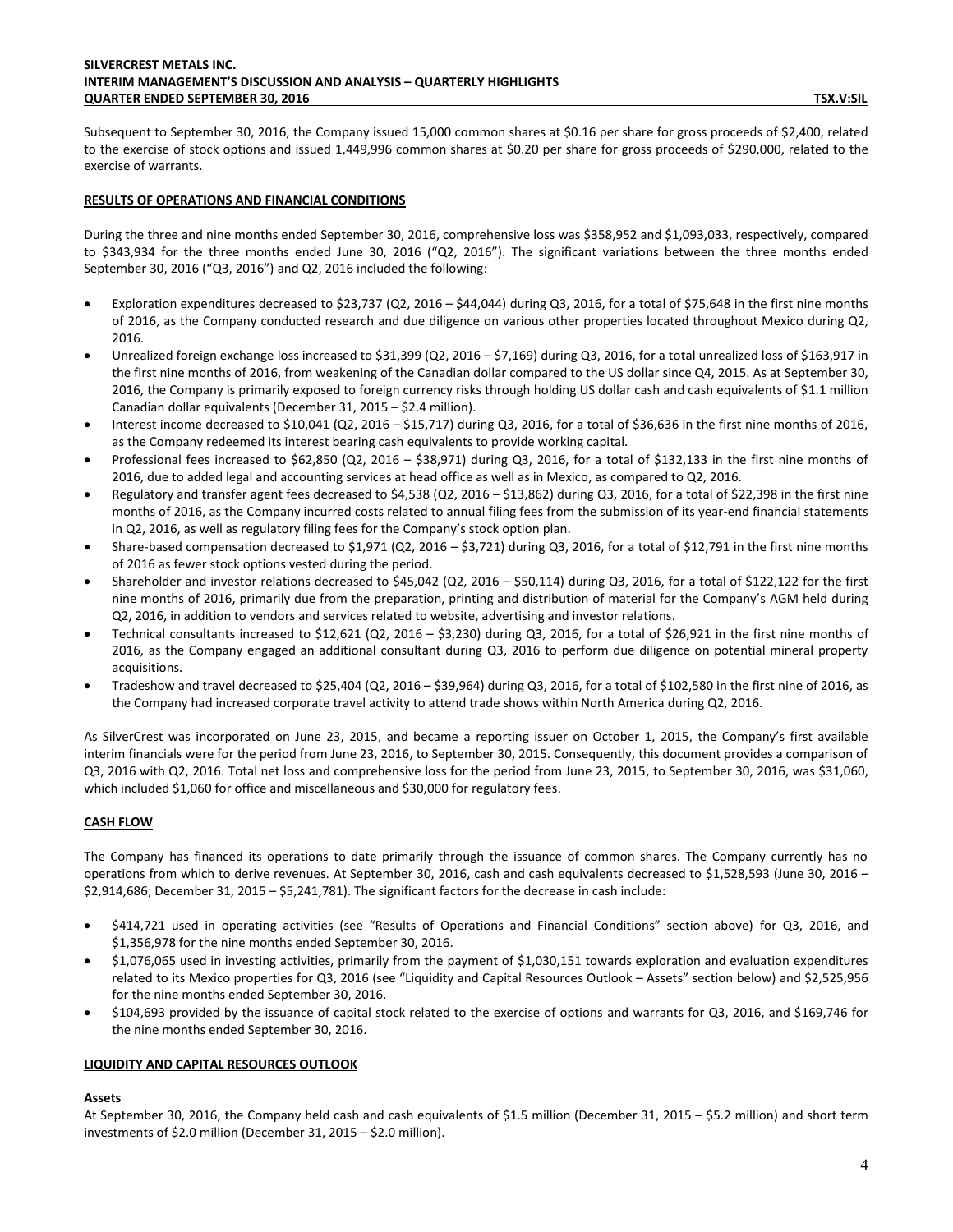Subsequent to September 30, 2016, the Company issued 15,000 common shares at $0.16 per share for gross proceeds of $2,400, related to the exercise of stock options and issued 1,449,996 common shares at $0.20 per share for gross proceeds of $290,000, related to the exercise of warrants.

**RESULTS OF OPERATIONS AND FINANCIAL CONDITIONS**

During the three and nine months ended September 30, 2016, comprehensive loss was $358,952 and $1,093,033, respectively, compared to $343,934 for the three months ended June 30, 2016 ("Q2, 2016"). The significant variations between the three months ended September 30, 2016 ("Q3, 2016") and Q2, 2016 included the following:

- Exploration expenditures decreased to $23,737 (Q2, 2016 – $44,044) during Q3, 2016, for a total of $75,648 in the first nine months of 2016, as the Company conducted research and due diligence on various other properties located throughout Mexico during Q2, 2016.
- Unrealized foreign exchange loss increased to $31,399 (Q2, 2016 – $7,169) during Q3, 2016, for a total unrealized loss of $163,917 in the first nine months of 2016, from weakening of the Canadian dollar compared to the US dollar since Q4, 2015. As at September 30, 2016, the Company is primarily exposed to foreign currency risks through holding US dollar cash and cash equivalents of $1.1 million Canadian dollar equivalents (December 31, 2015 – $2.4 million).
- Interest income decreased to $10,041 (Q2, 2016 – $15,717) during Q3, 2016, for a total of $36,636 in the first nine months of 2016, as the Company redeemed its interest bearing cash equivalents to provide working capital.
- Professional fees increased to $62,850 (Q2, 2016 – $38,971) during Q3, 2016, for a total of $132,133 in the first nine months of 2016, due to added legal and accounting services at head office as well as in Mexico, as compared to Q2, 2016.
- Regulatory and transfer agent fees decreased to $4,538 (Q2, 2016 – $13,862) during Q3, 2016, for a total of $22,398 in the first nine months of 2016, as the Company incurred costs related to annual filing fees from the submission of its year-end financial statements in Q2, 2016, as well as regulatory filing fees for the Company's stock option plan.
- Share-based compensation decreased to $1,971 (Q2, 2016 – $3,721) during Q3, 2016, for a total of $12,791 in the first nine months of 2016 as fewer stock options vested during the period.
- Shareholder and investor relations decreased to $45,042 (Q2, 2016 – $50,114) during Q3, 2016, for a total of $122,122 for the first nine months of 2016, primarily due from the preparation, printing and distribution of material for the Company's AGM held during Q2, 2016, in addition to vendors and services related to website, advertising and investor relations.
- Technical consultants increased to $12,621 (Q2, 2016 – $3,230) during Q3, 2016, for a total of $26,921 in the first nine months of 2016, as the Company engaged an additional consultant during Q3, 2016 to perform due diligence on potential mineral property acquisitions.
- Tradeshow and travel decreased to $25,404 (Q2, 2016 – $39,964) during Q3, 2016, for a total of $102,580 in the first nine of 2016, as the Company had increased corporate travel activity to attend trade shows within North America during Q2, 2016.

As SilverCrest was incorporated on June 23, 2015, and became a reporting issuer on October 1, 2015, the Company's first available interim financials were for the period from June 23, 2016, to September 30, 2015. Consequently, this document provides a comparison of Q3, 2016 with Q2, 2016. Total net loss and comprehensive loss for the period from June 23, 2015, to September 30, 2016, was $31,060, which included $1,060 for office and miscellaneous and $30,000 for regulatory fees.

**CASH FLOW**

The Company has financed its operations to date primarily through the issuance of common shares. The Company currently has no operations from which to derive revenues. At September 30, 2016, cash and cash equivalents decreased to $1,528,593 (June 30, 2016 – $2,914,686; December 31, 2015 – $5,241,781). The significant factors for the decrease in cash include:

- $414,721 used in operating activities (see "Results of Operations and Financial Conditions" section above) for Q3, 2016, and $1,356,978 for the nine months ended September 30, 2016.
- $1,076,065 used in investing activities, primarily from the payment of $1,030,151 towards exploration and evaluation expenditures related to its Mexico properties for Q3, 2016 (see "Liquidity and Capital Resources Outlook – Assets" section below) and $2,525,956 for the nine months ended September 30, 2016.
- $104,693 provided by the issuance of capital stock related to the exercise of options and warrants for Q3, 2016, and $169,746 for the nine months ended September 30, 2016.

**LIQUIDITY AND CAPITAL RESOURCES OUTLOOK**

**Assets**

At September 30, 2016, the Company held cash and cash equivalents of $1.5 million (December 31, 2015 – $5.2 million) and short term investments of $2.0 million (December 31, 2015 – $2.0 million).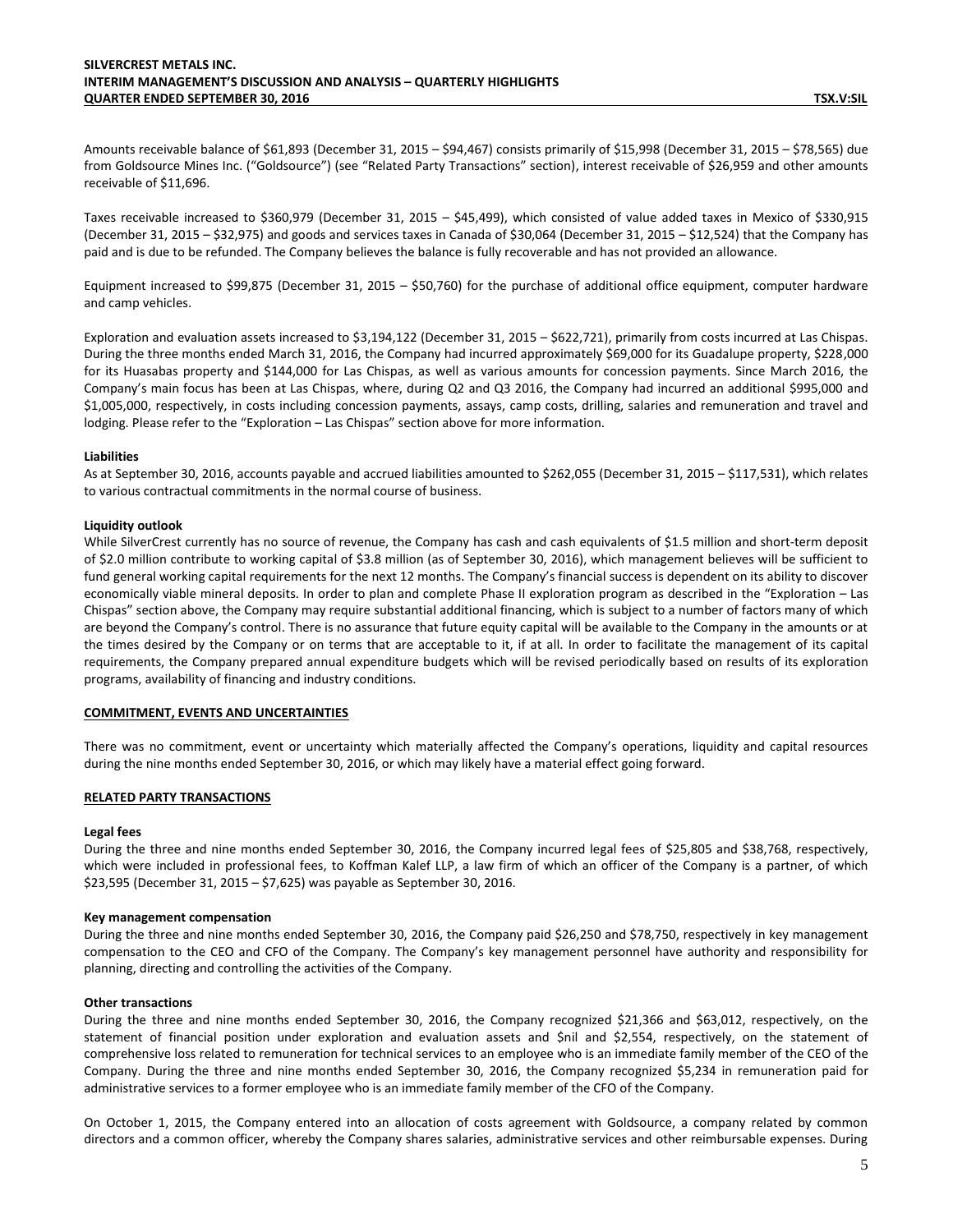Amounts receivable balance of $61,893 (December 31, 2015 – $94,467) consists primarily of $15,998 (December 31, 2015 – $78,565) due from Goldsource Mines Inc. ("Goldsource") (see "Related Party Transactions" section), interest receivable of $26,959 and other amounts receivable of $11,696.

Taxes receivable increased to $360,979 (December 31, 2015 – $45,499), which consisted of value added taxes in Mexico of $330,915 (December 31, 2015 – $32,975) and goods and services taxes in Canada of $30,064 (December 31, 2015 – $12,524) that the Company has paid and is due to be refunded. The Company believes the balance is fully recoverable and has not provided an allowance.

Equipment increased to $99,875 (December 31, 2015 – $50,760) for the purchase of additional office equipment, computer hardware and camp vehicles.

Exploration and evaluation assets increased to $3,194,122 (December 31, 2015 – $622,721), primarily from costs incurred at Las Chispas. During the three months ended March 31, 2016, the Company had incurred approximately $69,000 for its Guadalupe property, $228,000 for its Huasabas property and $144,000 for Las Chispas, as well as various amounts for concession payments. Since March 2016, the Company's main focus has been at Las Chispas, where, during Q2 and Q3 2016, the Company had incurred an additional $995,000 and $1,005,000, respectively, in costs including concession payments, assays, camp costs, drilling, salaries and remuneration and travel and lodging. Please refer to the "Exploration – Las Chispas" section above for more information.

**Liabilities**

As at September 30, 2016, accounts payable and accrued liabilities amounted to $262,055 (December 31, 2015 – $117,531), which relates to various contractual commitments in the normal course of business.

**Liquidity outlook**

While SilverCrest currently has no source of revenue, the Company has cash and cash equivalents of $1.5 million and short-term deposit of $2.0 million contribute to working capital of $3.8 million (as of September 30, 2016), which management believes will be sufficient to fund general working capital requirements for the next 12 months. The Company's financial success is dependent on its ability to discover economically viable mineral deposits. In order to plan and complete Phase II exploration program as described in the "Exploration – Las Chispas" section above, the Company may require substantial additional financing, which is subject to a number of factors many of which are beyond the Company's control. There is no assurance that future equity capital will be available to the Company in the amounts or at the times desired by the Company or on terms that are acceptable to it, if at all. In order to facilitate the management of its capital requirements, the Company prepared annual expenditure budgets which will be revised periodically based on results of its exploration programs, availability of financing and industry conditions.

## COMMITMENT, EVENTS AND UNCERTAINTIES

There was no commitment, event or uncertainty which materially affected the Company's operations, liquidity and capital resources during the nine months ended September 30, 2016, or which may likely have a material effect going forward.

## RELATED PARTY TRANSACTIONS

**Legal fees**

During the three and nine months ended September 30, 2016, the Company incurred legal fees of $25,805 and $38,768, respectively, which were included in professional fees, to Koffman Kalef LLP, a law firm of which an officer of the Company is a partner, of which $23,595 (December 31, 2015 – $7,625) was payable as September 30, 2016.

**Key management compensation**

During the three and nine months ended September 30, 2016, the Company paid $26,250 and $78,750, respectively in key management compensation to the CEO and CFO of the Company. The Company's key management personnel have authority and responsibility for planning, directing and controlling the activities of the Company.

**Other transactions**

During the three and nine months ended September 30, 2016, the Company recognized $21,366 and $63,012, respectively, on the statement of financial position under exploration and evaluation assets and $nil and $2,554, respectively, on the statement of comprehensive loss related to remuneration for technical services to an employee who is an immediate family member of the CEO of the Company. During the three and nine months ended September 30, 2016, the Company recognized $5,234 in remuneration paid for administrative services to a former employee who is an immediate family member of the CFO of the Company.

On October 1, 2015, the Company entered into an allocation of costs agreement with Goldsource, a company related by common directors and a common officer, whereby the Company shares salaries, administrative services and other reimbursable expenses. During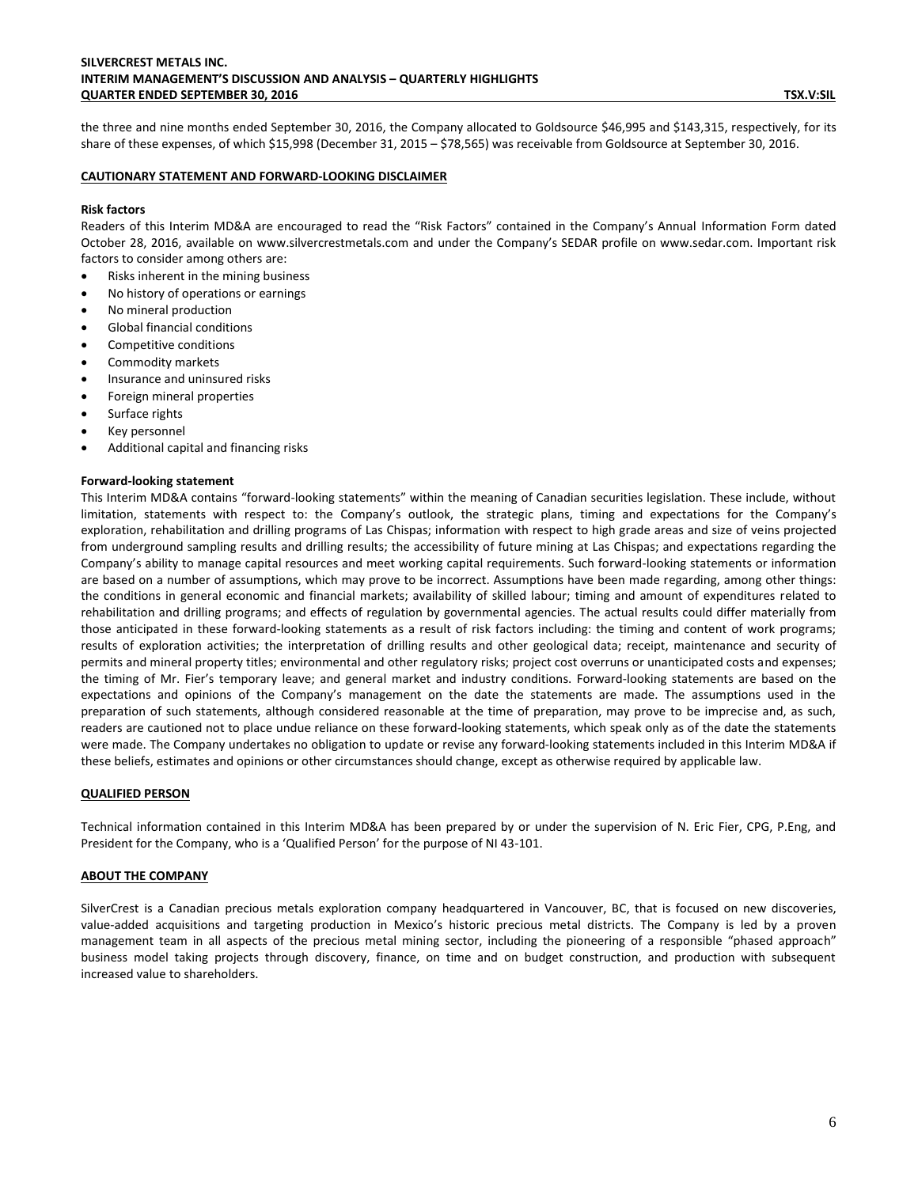the three and nine months ended September 30, 2016, the Company allocated to Goldsource $46,995 and $143,315, respectively, for its share of these expenses, of which $15,998 (December 31, 2015 – $78,565) was receivable from Goldsource at September 30, 2016.

## CAUTIONARY STATEMENT AND FORWARD-LOOKING DISCLAIMER

### Risk factors

Readers of this Interim MD&A are encouraged to read the "Risk Factors" contained in the Company's Annual Information Form dated October 28, 2016, available on www.silvercrestmetals.com and under the Company's SEDAR profile on www.sedar.com. Important risk factors to consider among others are:

- Risks inherent in the mining business
- No history of operations or earnings
- No mineral production
- Global financial conditions
- Competitive conditions
- Commodity markets
- Insurance and uninsured risks
- Foreign mineral properties
- Surface rights
- Key personnel
- Additional capital and financing risks

### Forward-looking statement

This Interim MD&A contains "forward-looking statements" within the meaning of Canadian securities legislation. These include, without limitation, statements with respect to: the Company's outlook, the strategic plans, timing and expectations for the Company's exploration, rehabilitation and drilling programs of Las Chispas; information with respect to high grade areas and size of veins projected from underground sampling results and drilling results; the accessibility of future mining at Las Chispas; and expectations regarding the Company's ability to manage capital resources and meet working capital requirements. Such forward-looking statements or information are based on a number of assumptions, which may prove to be incorrect. Assumptions have been made regarding, among other things: the conditions in general economic and financial markets; availability of skilled labour; timing and amount of expenditures related to rehabilitation and drilling programs; and effects of regulation by governmental agencies. The actual results could differ materially from those anticipated in these forward-looking statements as a result of risk factors including: the timing and content of work programs; results of exploration activities; the interpretation of drilling results and other geological data; receipt, maintenance and security of permits and mineral property titles; environmental and other regulatory risks; project cost overruns or unanticipated costs and expenses; the timing of Mr. Fier's temporary leave; and general market and industry conditions. Forward-looking statements are based on the expectations and opinions of the Company's management on the date the statements are made. The assumptions used in the preparation of such statements, although considered reasonable at the time of preparation, may prove to be imprecise and, as such, readers are cautioned not to place undue reliance on these forward-looking statements, which speak only as of the date the statements were made. The Company undertakes no obligation to update or revise any forward-looking statements included in this Interim MD&A if these beliefs, estimates and opinions or other circumstances should change, except as otherwise required by applicable law.

## QUALIFIED PERSON

Technical information contained in this Interim MD&A has been prepared by or under the supervision of N. Eric Fier, CPG, P.Eng, and President for the Company, who is a 'Qualified Person' for the purpose of NI 43-101.

## ABOUT THE COMPANY

SilverCrest is a Canadian precious metals exploration company headquartered in Vancouver, BC, that is focused on new discoveries, value-added acquisitions and targeting production in Mexico's historic precious metal districts. The Company is led by a proven management team in all aspects of the precious metal mining sector, including the pioneering of a responsible "phased approach" business model taking projects through discovery, finance, on time and on budget construction, and production with subsequent increased value to shareholders.